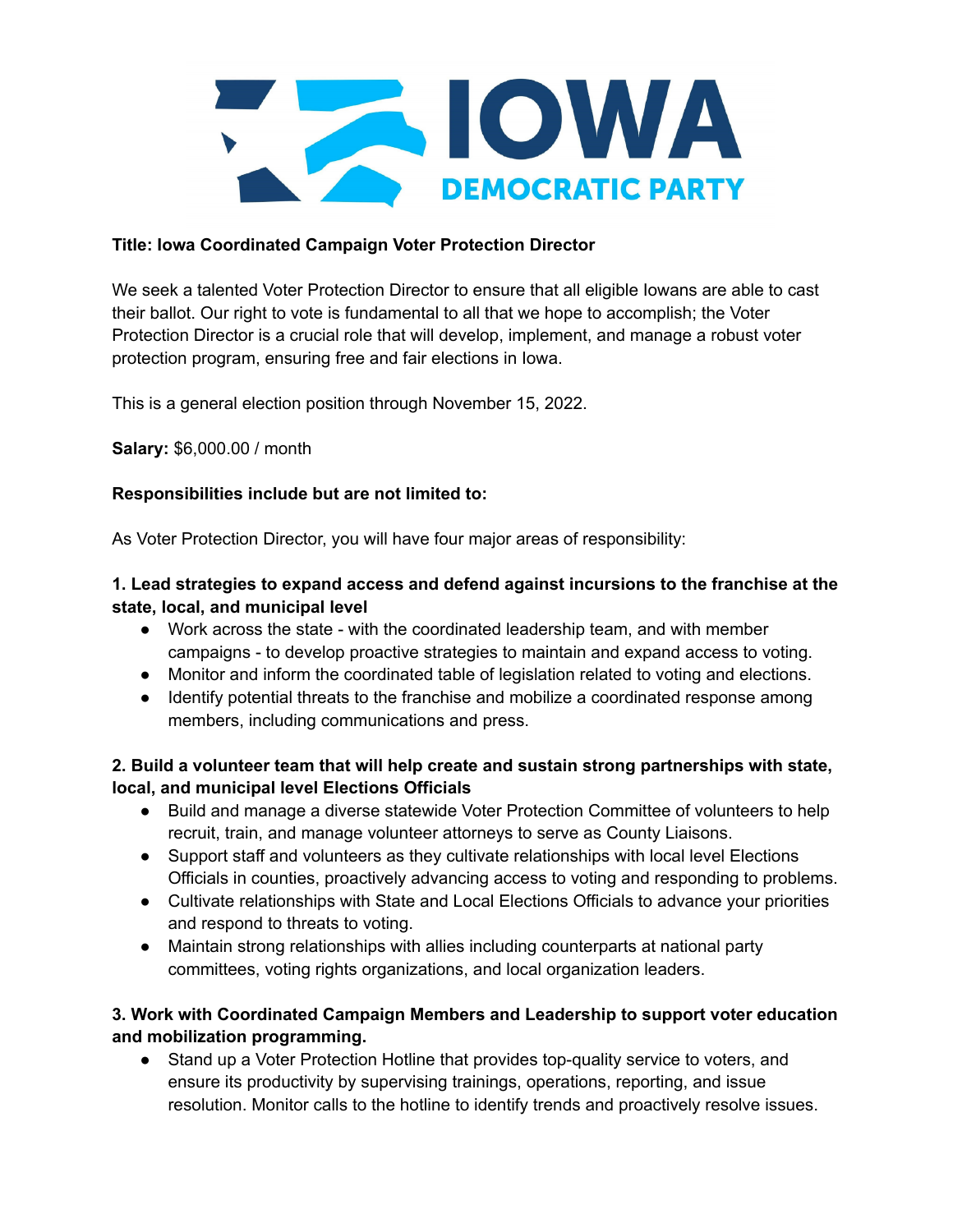IOWA DEMOCRATIC PARTY

**Title: Iowa Coordinated Campaign Voter Protection Director**

We seek a talented Voter Protection Director to ensure that all eligible Iowans are able to cast their ballot. Our right to vote is fundamental to all that we hope to accomplish; the Voter Protection Director is a crucial role that will develop, implement, and manage a robust voter protection program, ensuring free and fair elections in Iowa.

This is a general election position through November 15, 2022.

**Salary:** $6,000.00 / month

**Responsibilities include but are not limited to:**

As Voter Protection Director, you will have four major areas of responsibility:

**1. Lead strategies to expand access and defend against incursions to the franchise at the state, local, and municipal level**

- Work across the state - with the coordinated leadership team, and with member campaigns - to develop proactive strategies to maintain and expand access to voting.
- Monitor and inform the coordinated table of legislation related to voting and elections.
- Identify potential threats to the franchise and mobilize a coordinated response among members, including communications and press.

**2. Build a volunteer team that will help create and sustain strong partnerships with state, local, and municipal level Elections Officials**

- Build and manage a diverse statewide Voter Protection Committee of volunteers to help recruit, train, and manage volunteer attorneys to serve as County Liaisons.
- Support staff and volunteers as they cultivate relationships with local level Elections Officials in counties, proactively advancing access to voting and responding to problems.
- Cultivate relationships with State and Local Elections Officials to advance your priorities and respond to threats to voting.
- Maintain strong relationships with allies including counterparts at national party committees, voting rights organizations, and local organization leaders.

**3. Work with Coordinated Campaign Members and Leadership to support voter education and mobilization programming.**

- Stand up a Voter Protection Hotline that provides top-quality service to voters, and ensure its productivity by supervising trainings, operations, reporting, and issue resolution. Monitor calls to the hotline to identify trends and proactively resolve issues.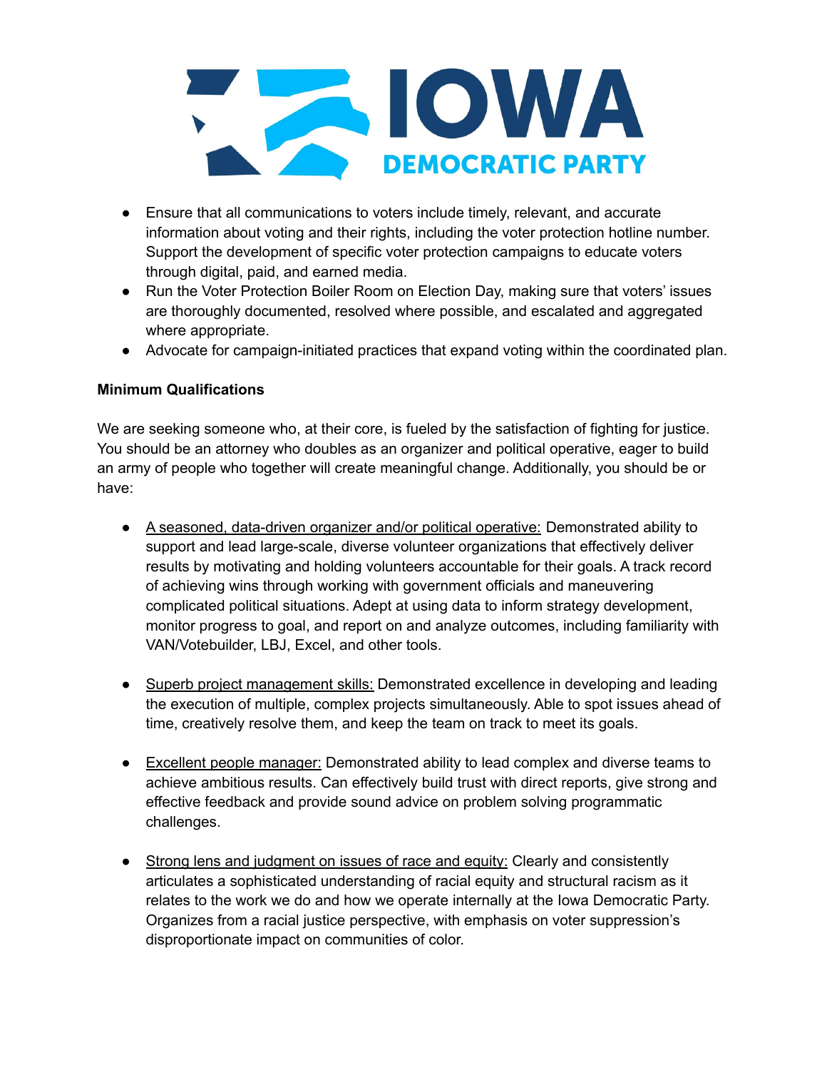- Ensure that all communications to voters include timely, relevant, and accurate information about voting and their rights, including the voter protection hotline number. Support the development of specific voter protection campaigns to educate voters through digital, paid, and earned media.
- Run the Voter Protection Boiler Room on Election Day, making sure that voters' issues are thoroughly documented, resolved where possible, and escalated and aggregated where appropriate.
- Advocate for campaign-initiated practices that expand voting within the coordinated plan.

**Minimum Qualifications**

We are seeking someone who, at their core, is fueled by the satisfaction of fighting for justice. You should be an attorney who doubles as an organizer and political operative, eager to build an army of people who together will create meaningful change. Additionally, you should be or have:

- <u>A seasoned, data-driven organizer and/or political operative:</u> Demonstrated ability to support and lead large-scale, diverse volunteer organizations that effectively deliver results by motivating and holding volunteers accountable for their goals. A track record of achieving wins through working with government officials and maneuvering complicated political situations. Adept at using data to inform strategy development, monitor progress to goal, and report on and analyze outcomes, including familiarity with VAN/Votebuilder, LBJ, Excel, and other tools.

- <u>Superb project management skills:</u> Demonstrated excellence in developing and leading the execution of multiple, complex projects simultaneously. Able to spot issues ahead of time, creatively resolve them, and keep the team on track to meet its goals.

- <u>Excellent people manager:</u> Demonstrated ability to lead complex and diverse teams to achieve ambitious results. Can effectively build trust with direct reports, give strong and effective feedback and provide sound advice on problem solving programmatic challenges.

- <u>Strong lens and judgment on issues of race and equity:</u> Clearly and consistently articulates a sophisticated understanding of racial equity and structural racism as it relates to the work we do and how we operate internally at the Iowa Democratic Party. Organizes from a racial justice perspective, with emphasis on voter suppression's disproportionate impact on communities of color.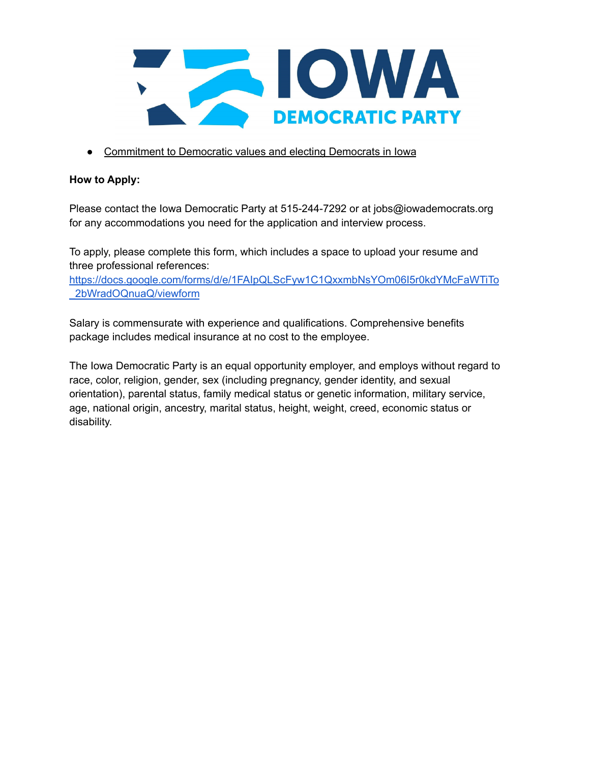- Commitment to Democratic values and electing Democrats in Iowa

**How to Apply:**

Please contact the Iowa Democratic Party at 515-244-7292 or at jobs@iowademocrats.org for any accommodations you need for the application and interview process.

To apply, please complete this form, which includes a space to upload your resume and three professional references:
https://docs.google.com/forms/d/e/1FAIpQLScFyw1C1QxxmbNsYOm06I5r0kdYMcFaWTiTo_2bWradOQnuaQ/viewform

Salary is commensurate with experience and qualifications. Comprehensive benefits package includes medical insurance at no cost to the employee.

The Iowa Democratic Party is an equal opportunity employer, and employs without regard to race, color, religion, gender, sex (including pregnancy, gender identity, and sexual orientation), parental status, family medical status or genetic information, military service, age, national origin, ancestry, marital status, height, weight, creed, economic status or disability.